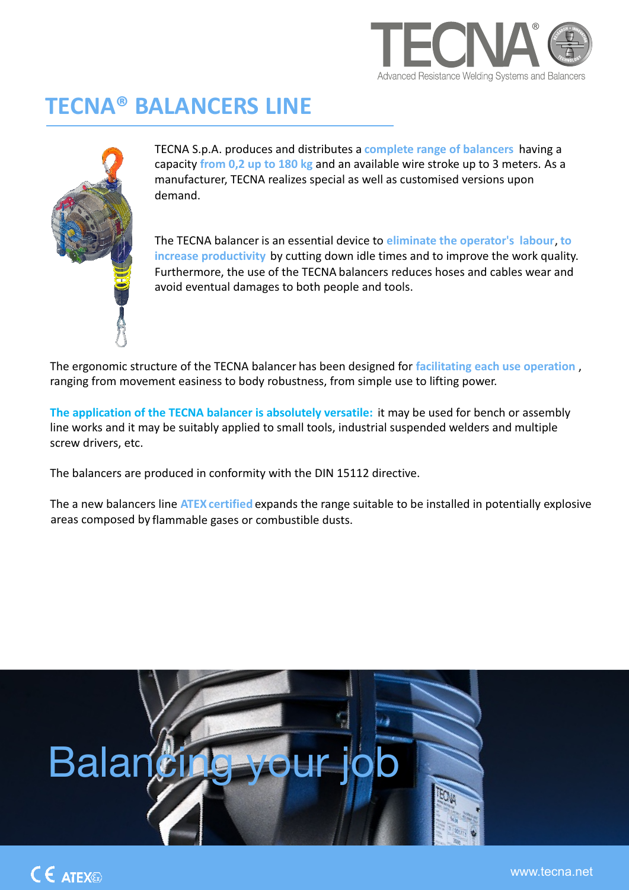# TECNA® BALANCERS LINE

TECNA S.p.A. produces and distributes a **complete range of balancers** having a capacity **from 0,2 up to 180 kg** and an available wire stroke up to 3 meters. As a manufacturer, TECNA realizes special as well as customised versions upon demand.

The TECNA balancer is an essential device to **eliminate the operator's labour**, **to increase productivity** by cutting down idle times and to improve the work quality. Furthermore, the use of the TECNA balancers reduces hoses and cables wear and avoid eventual damages to both people and tools.

The ergonomic structure of the TECNA balancer has been designed for **facilitating each use operation** , ranging from movement easiness to body robustness, from simple use to lifting power.

**The application of the TECNA balancer is absolutely versatile:** it may be used for bench or assembly line works and it may be suitably applied to small tools, industrial suspended welders and multiple screw drivers, etc.

The balancers are produced in conformity with the DIN 15112 directive.

The a new balancers line **ATEX certified** expands the range suitable to be installed in potentially explosive areas composed by flammable gases or combustible dusts.

Balancing your job

www.tecna.net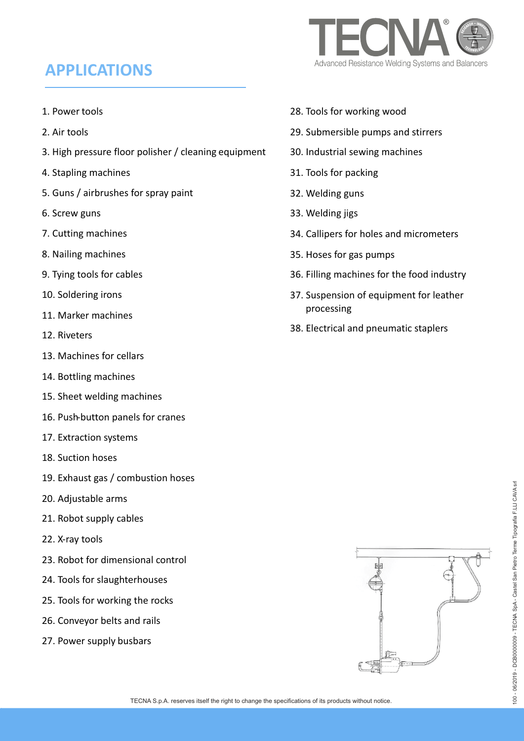## APPLICATIONS

1. Power tools
2. Air tools
3. High pressure floor polisher / cleaning equipment
4. Stapling machines
5. Guns / airbrushes for spray paint
6. Screw guns
7. Cutting machines
8. Nailing machines
9. Tying tools for cables
10. Soldering irons
11. Marker machines
12. Riveters
13. Machines for cellars
14. Bottling machines
15. Sheet welding machines
16. Push-button panels for cranes
17. Extraction systems
18. Suction hoses
19. Exhaust gas / combustion hoses
20. Adjustable arms
21. Robot supply cables
22. X-ray tools
23. Robot for dimensional control
24. Tools for slaughterhouses
25. Tools for working the rocks
26. Conveyor belts and rails
27. Power supply busbars
28. Tools for working wood
29. Submersible pumps and stirrers
30. Industrial sewing machines
31. Tools for packing
32. Welding guns
33. Welding jigs
34. Callipers for holes and micrometers
35. Hoses for gas pumps
36. Filling machines for the food industry
37. Suspension of equipment for leather processing
38. Electrical and pneumatic staplers

TECNA S.p.A. reserves itself the right to change the specifications of its products without notice.

100 - 06/2019 - DCB0000009 - TECNA SpA - Castel San Pietro Terme Tipografia F.LLI CAVA srl